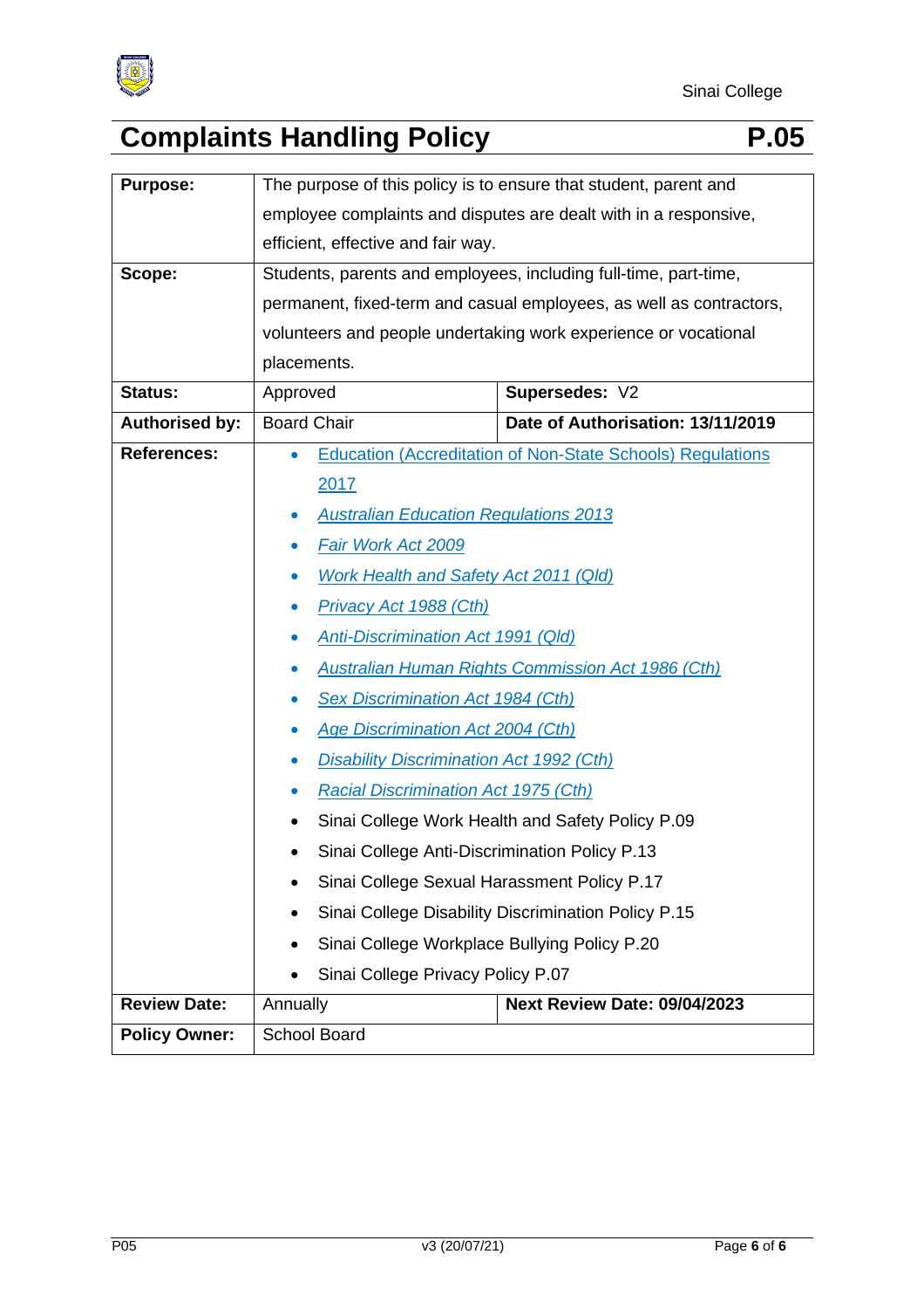# Complaints Handling Policy P.05

| | | |
|---|---|---|
| **Purpose:** | The purpose of this policy is to ensure that student, parent and employee complaints and disputes are dealt with in a responsive, efficient, effective and fair way. | |
| **Scope:** | Students, parents and employees, including full-time, part-time, permanent, fixed-term and casual employees, as well as contractors, volunteers and people undertaking work experience or vocational placements. | |
| **Status:** | Approved | **Supersedes:** V2 |
| **Authorised by:** | Board Chair | **Date of Authorisation: 13/11/2019** |
| **References:** | • Education (Accreditation of Non-State Schools) Regulations 2017<br>• *Australian Education Regulations 2013*<br>• *Fair Work Act 2009*<br>• *Work Health and Safety Act 2011 (Qld)*<br>• *Privacy Act 1988 (Cth)*<br>• *Anti-Discrimination Act 1991 (Qld)*<br>• *Australian Human Rights Commission Act 1986 (Cth)*<br>• *Sex Discrimination Act 1984 (Cth)*<br>• *Age Discrimination Act 2004 (Cth)*<br>• *Disability Discrimination Act 1992 (Cth)*<br>• *Racial Discrimination Act 1975 (Cth)*<br>• Sinai College Work Health and Safety Policy P.09<br>• Sinai College Anti-Discrimination Policy P.13<br>• Sinai College Sexual Harassment Policy P.17<br>• Sinai College Disability Discrimination Policy P.15<br>• Sinai College Workplace Bullying Policy P.20<br>• Sinai College Privacy Policy P.07 | |
| **Review Date:** | Annually | **Next Review Date: 09/04/2023** |
| **Policy Owner:** | School Board | |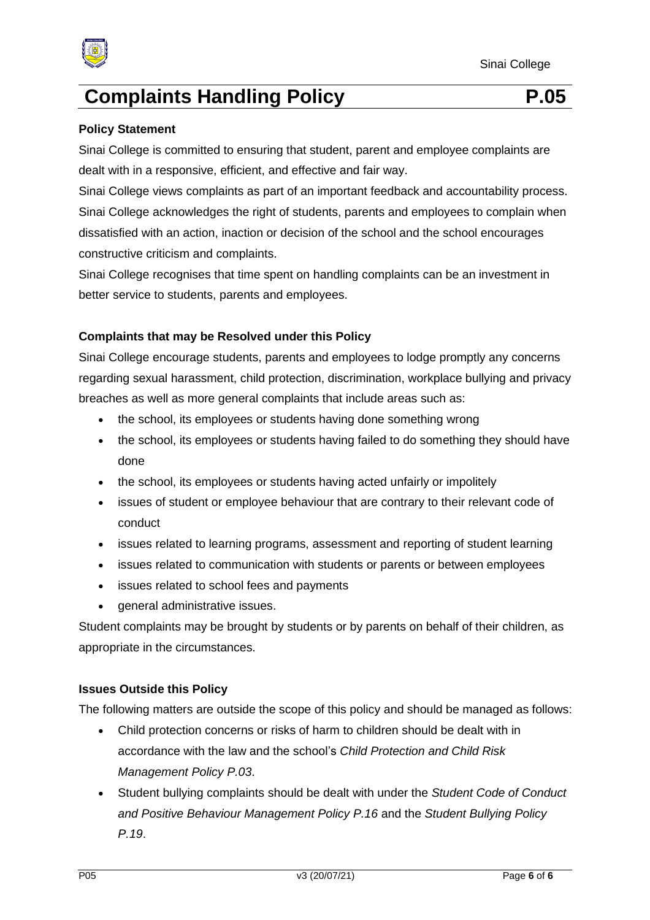# Complaints Handling Policy P.05

**Policy Statement**

Sinai College is committed to ensuring that student, parent and employee complaints are dealt with in a responsive, efficient, and effective and fair way.

Sinai College views complaints as part of an important feedback and accountability process. Sinai College acknowledges the right of students, parents and employees to complain when dissatisfied with an action, inaction or decision of the school and the school encourages constructive criticism and complaints.

Sinai College recognises that time spent on handling complaints can be an investment in better service to students, parents and employees.

**Complaints that may be Resolved under this Policy**

Sinai College encourage students, parents and employees to lodge promptly any concerns regarding sexual harassment, child protection, discrimination, workplace bullying and privacy breaches as well as more general complaints that include areas such as:

- the school, its employees or students having done something wrong
- the school, its employees or students having failed to do something they should have done
- the school, its employees or students having acted unfairly or impolitely
- issues of student or employee behaviour that are contrary to their relevant code of conduct
- issues related to learning programs, assessment and reporting of student learning
- issues related to communication with students or parents or between employees
- issues related to school fees and payments
- general administrative issues.

Student complaints may be brought by students or by parents on behalf of their children, as appropriate in the circumstances.

**Issues Outside this Policy**

The following matters are outside the scope of this policy and should be managed as follows:

- Child protection concerns or risks of harm to children should be dealt with in accordance with the law and the school's *Child Protection and Child Risk Management Policy P.03*.
- Student bullying complaints should be dealt with under the *Student Code of Conduct and Positive Behaviour Management Policy P.16* and the *Student Bullying Policy P.19*.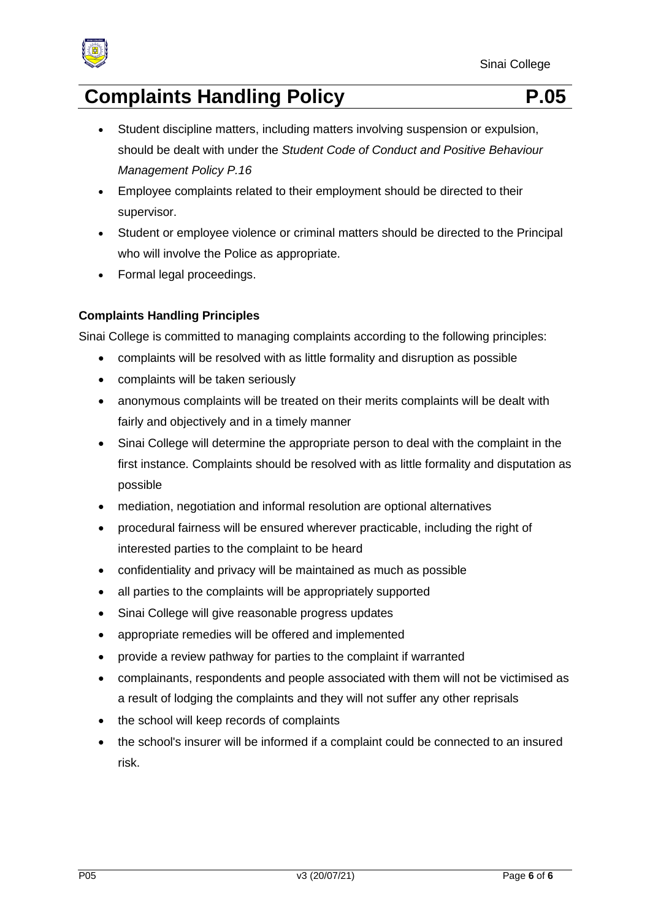- Student discipline matters, including matters involving suspension or expulsion, should be dealt with under the *Student Code of Conduct and Positive Behaviour Management Policy P.16*
- Employee complaints related to their employment should be directed to their supervisor.
- Student or employee violence or criminal matters should be directed to the Principal who will involve the Police as appropriate.
- Formal legal proceedings.

**Complaints Handling Principles**

Sinai College is committed to managing complaints according to the following principles:

- complaints will be resolved with as little formality and disruption as possible
- complaints will be taken seriously
- anonymous complaints will be treated on their merits complaints will be dealt with fairly and objectively and in a timely manner
- Sinai College will determine the appropriate person to deal with the complaint in the first instance. Complaints should be resolved with as little formality and disputation as possible
- mediation, negotiation and informal resolution are optional alternatives
- procedural fairness will be ensured wherever practicable, including the right of interested parties to the complaint to be heard
- confidentiality and privacy will be maintained as much as possible
- all parties to the complaints will be appropriately supported
- Sinai College will give reasonable progress updates
- appropriate remedies will be offered and implemented
- provide a review pathway for parties to the complaint if warranted
- complainants, respondents and people associated with them will not be victimised as a result of lodging the complaints and they will not suffer any other reprisals
- the school will keep records of complaints
- the school's insurer will be informed if a complaint could be connected to an insured risk.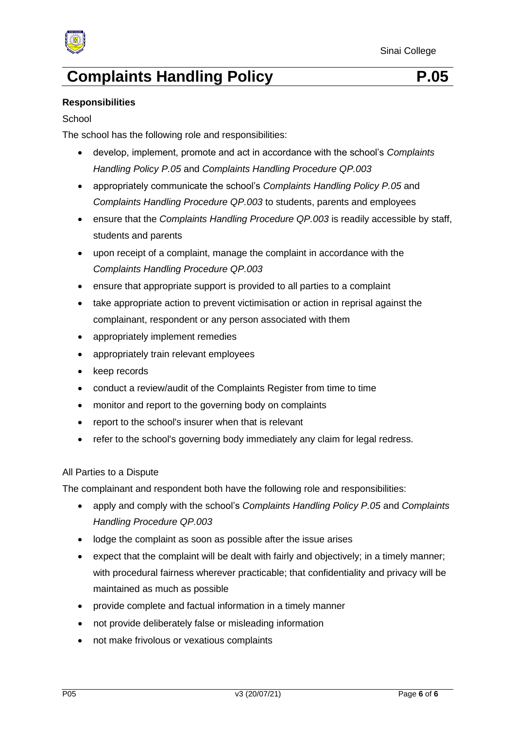**Responsibilities**

School

The school has the following role and responsibilities:

- develop, implement, promote and act in accordance with the school's *Complaints Handling Policy P.05* and *Complaints Handling Procedure QP.003*
- appropriately communicate the school's *Complaints Handling Policy P.05* and *Complaints Handling Procedure QP.003* to students, parents and employees
- ensure that the *Complaints Handling Procedure QP.003* is readily accessible by staff, students and parents
- upon receipt of a complaint, manage the complaint in accordance with the *Complaints Handling Procedure QP.003*
- ensure that appropriate support is provided to all parties to a complaint
- take appropriate action to prevent victimisation or action in reprisal against the complainant, respondent or any person associated with them
- appropriately implement remedies
- appropriately train relevant employees
- keep records
- conduct a review/audit of the Complaints Register from time to time
- monitor and report to the governing body on complaints
- report to the school's insurer when that is relevant
- refer to the school's governing body immediately any claim for legal redress.

All Parties to a Dispute

The complainant and respondent both have the following role and responsibilities:

- apply and comply with the school's *Complaints Handling Policy P.05* and *Complaints Handling Procedure QP.003*
- lodge the complaint as soon as possible after the issue arises
- expect that the complaint will be dealt with fairly and objectively; in a timely manner; with procedural fairness wherever practicable; that confidentiality and privacy will be maintained as much as possible
- provide complete and factual information in a timely manner
- not provide deliberately false or misleading information
- not make frivolous or vexatious complaints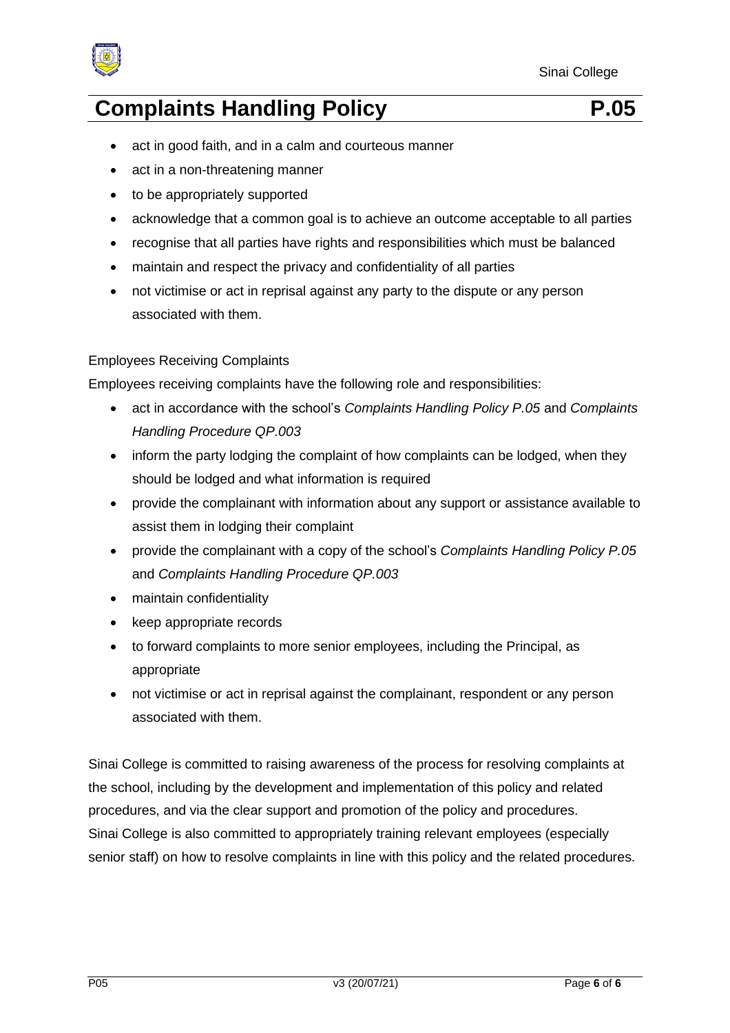- act in good faith, and in a calm and courteous manner
- act in a non-threatening manner
- to be appropriately supported
- acknowledge that a common goal is to achieve an outcome acceptable to all parties
- recognise that all parties have rights and responsibilities which must be balanced
- maintain and respect the privacy and confidentiality of all parties
- not victimise or act in reprisal against any party to the dispute or any person associated with them.

Employees Receiving Complaints

Employees receiving complaints have the following role and responsibilities:

- act in accordance with the school's *Complaints Handling Policy P.05* and *Complaints Handling Procedure QP.003*
- inform the party lodging the complaint of how complaints can be lodged, when they should be lodged and what information is required
- provide the complainant with information about any support or assistance available to assist them in lodging their complaint
- provide the complainant with a copy of the school's *Complaints Handling Policy P.05* and *Complaints Handling Procedure QP.003*
- maintain confidentiality
- keep appropriate records
- to forward complaints to more senior employees, including the Principal, as appropriate
- not victimise or act in reprisal against the complainant, respondent or any person associated with them.

Sinai College is committed to raising awareness of the process for resolving complaints at the school, including by the development and implementation of this policy and related procedures, and via the clear support and promotion of the policy and procedures.
Sinai College is also committed to appropriately training relevant employees (especially senior staff) on how to resolve complaints in line with this policy and the related procedures.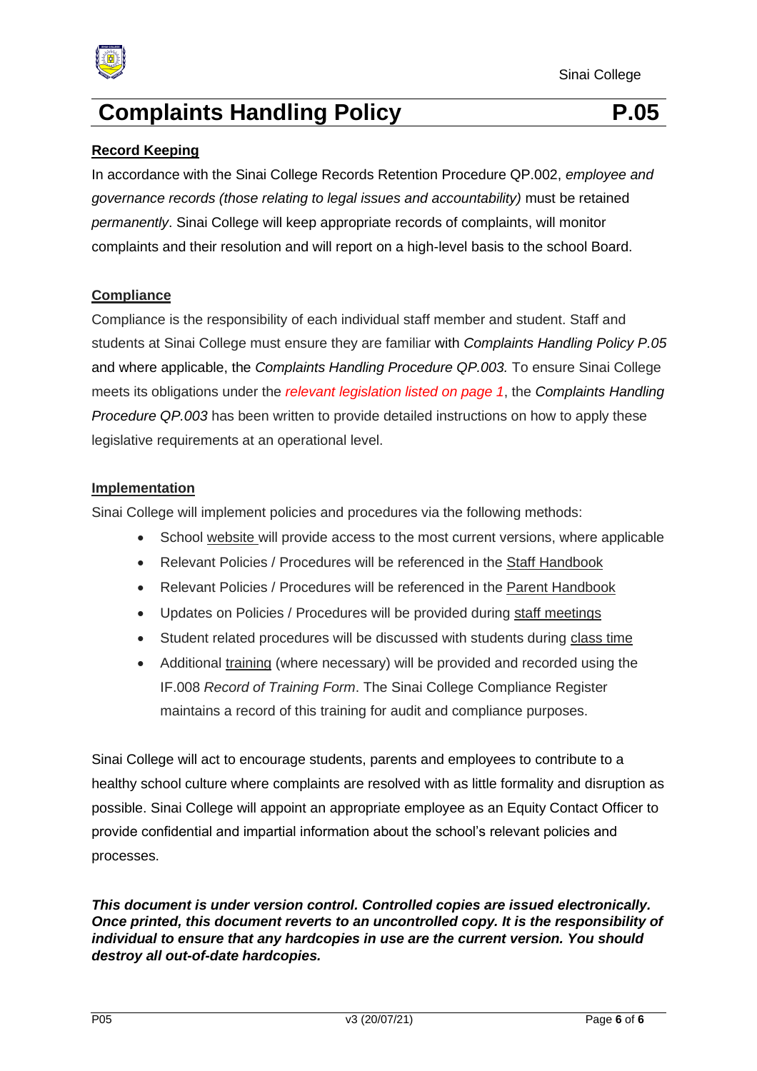## Record Keeping

In accordance with the Sinai College Records Retention Procedure QP.002, *employee and governance records (those relating to legal issues and accountability)* must be retained *permanently*. Sinai College will keep appropriate records of complaints, will monitor complaints and their resolution and will report on a high-level basis to the school Board.

## Compliance

Compliance is the responsibility of each individual staff member and student. Staff and students at Sinai College must ensure they are familiar with *Complaints Handling Policy P.05* and where applicable, the *Complaints Handling Procedure QP.003.* To ensure Sinai College meets its obligations under the *relevant legislation listed on page 1*, the *Complaints Handling Procedure QP.003* has been written to provide detailed instructions on how to apply these legislative requirements at an operational level.

## Implementation

Sinai College will implement policies and procedures via the following methods:

- School website will provide access to the most current versions, where applicable
- Relevant Policies / Procedures will be referenced in the Staff Handbook
- Relevant Policies / Procedures will be referenced in the Parent Handbook
- Updates on Policies / Procedures will be provided during staff meetings
- Student related procedures will be discussed with students during class time
- Additional training (where necessary) will be provided and recorded using the IF.008 *Record of Training Form*. The Sinai College Compliance Register maintains a record of this training for audit and compliance purposes.

Sinai College will act to encourage students, parents and employees to contribute to a healthy school culture where complaints are resolved with as little formality and disruption as possible. Sinai College will appoint an appropriate employee as an Equity Contact Officer to provide confidential and impartial information about the school's relevant policies and processes.

***This document is under version control. Controlled copies are issued electronically. Once printed, this document reverts to an uncontrolled copy. It is the responsibility of individual to ensure that any hardcopies in use are the current version. You should destroy all out-of-date hardcopies.***